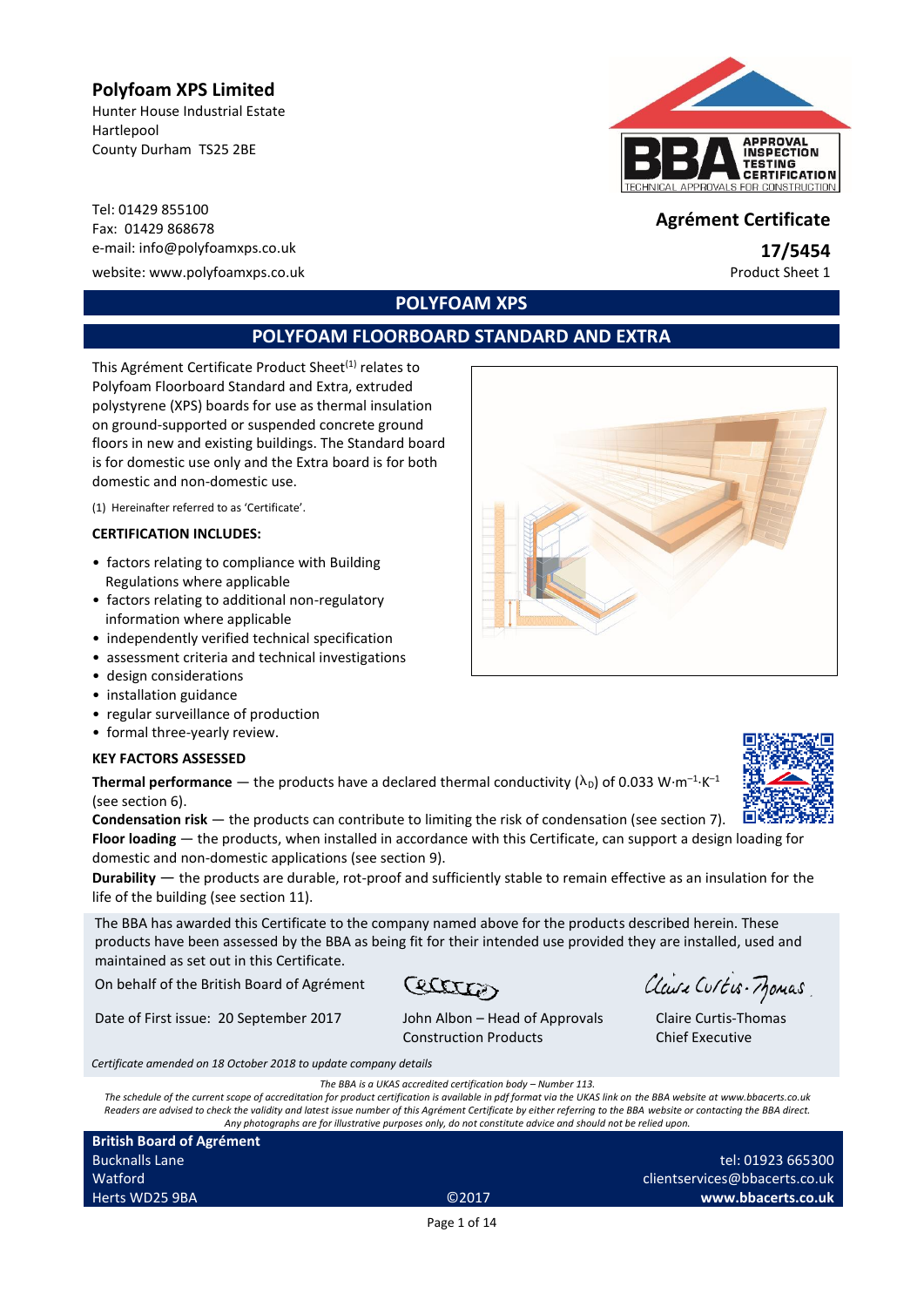**Polyfoam XPS Limited**
Hunter House Industrial Estate
Hartlepool
County Durham TS25 2BE

Tel: 01429 855100
Fax: 01429 868678
e-mail: info@polyfoamxps.co.uk
website: www.polyfoamxps.co.uk

**Agrément Certificate**
**17/5454**
Product Sheet 1

# POLYFOAM XPS

## POLYFOAM FLOORBOARD STANDARD AND EXTRA

This Agrément Certificate Product Sheet[1] relates to Polyfoam Floorboard Standard and Extra, extruded polystyrene (XPS) boards for use as thermal insulation on ground-supported or suspended concrete ground floors in new and existing buildings. The Standard board is for domestic use only and the Extra board is for both domestic and non-domestic use.

(1) Hereinafter referred to as 'Certificate'.

**CERTIFICATION INCLUDES:**

- factors relating to compliance with Building Regulations where applicable
- factors relating to additional non-regulatory information where applicable
- independently verified technical specification
- assessment criteria and technical investigations
- design considerations
- installation guidance
- regular surveillance of production
- formal three-yearly review.

**KEY FACTORS ASSESSED**

**Thermal performance** — the products have a declared thermal conductivity ($\lambda_D$) of 0.033 $W{\cdot}m^{-1}{\cdot}K^{-1}$ (see section 6).

**Condensation risk** — the products can contribute to limiting the risk of condensation (see section 7).

**Floor loading** — the products, when installed in accordance with this Certificate, can support a design loading for domestic and non-domestic applications (see section 9).

**Durability** — the products are durable, rot-proof and sufficiently stable to remain effective as an insulation for the life of the building (see section 11).

The BBA has awarded this Certificate to the company named above for the products described herein. These products have been assessed by the BBA as being fit for their intended use provided they are installed, used and maintained as set out in this Certificate.

| On behalf of the British Board of Agrément | | |
|---|---|---|
| Date of First issue: 20 September 2017 | John Albon – Head of Approvals Construction Products | Claire Curtis-Thomas Chief Executive |

*Certificate amended on 18 October 2018 to update company details*

*The BBA is a UKAS accredited certification body – Number 113.*
*The schedule of the current scope of accreditation for product certification is available in pdf format via the UKAS link on the BBA website at www.bbacerts.co.uk*
*Readers are advised to check the validity and latest issue number of this Agrément Certificate by either referring to the BBA website or contacting the BBA direct.*
*Any photographs are for illustrative purposes only, do not constitute advice and should not be relied upon.*

**British Board of Agrément**
Bucknalls Lane
Watford
Herts WD25 9BA

©2017

tel: 01923 665300
clientservices@bbacerts.co.uk
**www.bbacerts.co.uk**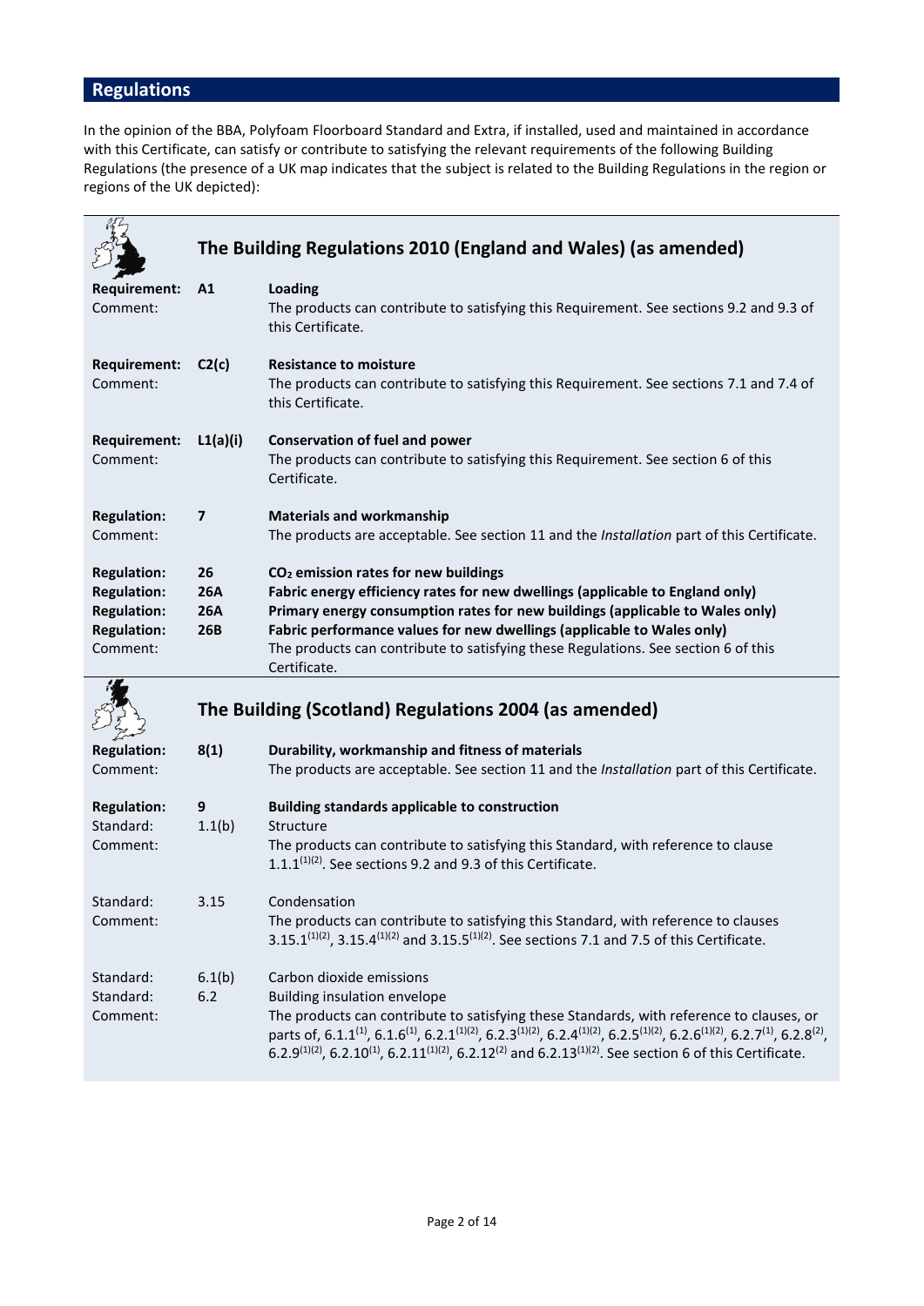## Regulations

In the opinion of the BBA, Polyfoam Floorboard Standard and Extra, if installed, used and maintained in accordance with this Certificate, can satisfy or contribute to satisfying the relevant requirements of the following Building Regulations (the presence of a UK map indicates that the subject is related to the Building Regulations in the region or regions of the UK depicted):

### The Building Regulations 2010 (England and Wales) (as amended)

| | | |
|---|---|---|
| **Requirement:** | **A1** | **Loading** |
| Comment: | | The products can contribute to satisfying this Requirement. See sections 9.2 and 9.3 of this Certificate. |
| **Requirement:** | **C2(c)** | **Resistance to moisture** |
| Comment: | | The products can contribute to satisfying this Requirement. See sections 7.1 and 7.4 of this Certificate. |
| **Requirement:** | **L1(a)(i)** | **Conservation of fuel and power** |
| Comment: | | The products can contribute to satisfying this Requirement. See section 6 of this Certificate. |
| **Regulation:** | **7** | **Materials and workmanship** |
| Comment: | | The products are acceptable. See section 11 and the *Installation* part of this Certificate. |
| **Regulation:** | **26** | **$CO_2$ emission rates for new buildings** |
| **Regulation:** | **26A** | **Fabric energy efficiency rates for new dwellings (applicable to England only)** |
| **Regulation:** | **26A** | **Primary energy consumption rates for new buildings (applicable to Wales only)** |
| **Regulation:** | **26B** | **Fabric performance values for new dwellings (applicable to Wales only)** |
| Comment: | | The products can contribute to satisfying these Regulations. See section 6 of this Certificate. |

### The Building (Scotland) Regulations 2004 (as amended)

| | | |
|---|---|---|
| **Regulation:** | **8(1)** | **Durability, workmanship and fitness of materials** |
| Comment: | | The products are acceptable. See section 11 and the *Installation* part of this Certificate. |
| **Regulation:** | **9** | **Building standards applicable to construction** |
| Standard: | 1.1(b) | Structure |
| Comment: | | The products can contribute to satisfying this Standard, with reference to clause 1.1.1[(1)(2)]. See sections 9.2 and 9.3 of this Certificate. |
| Standard: | 3.15 | Condensation |
| Comment: | | The products can contribute to satisfying this Standard, with reference to clauses 3.15.1[(1)(2)], 3.15.4[(1)(2)] and 3.15.5[(1)(2)]. See sections 7.1 and 7.5 of this Certificate. |
| Standard: | 6.1(b) | Carbon dioxide emissions |
| Standard: | 6.2 | Building insulation envelope |
| Comment: | | The products can contribute to satisfying these Standards, with reference to clauses, or parts of, 6.1.1[(1)], 6.1.6[(1)], 6.2.1[(1)(2)], 6.2.3[(1)(2)], 6.2.4[(1)(2)], 6.2.5[(1)(2)], 6.2.6[(1)(2)], 6.2.7[(1)], 6.2.8[(2)], 6.2.9[(1)(2)], 6.2.10[(1)], 6.2.11[(1)(2)], 6.2.12[(2)] and 6.2.13[(1)(2)]. See section 6 of this Certificate. |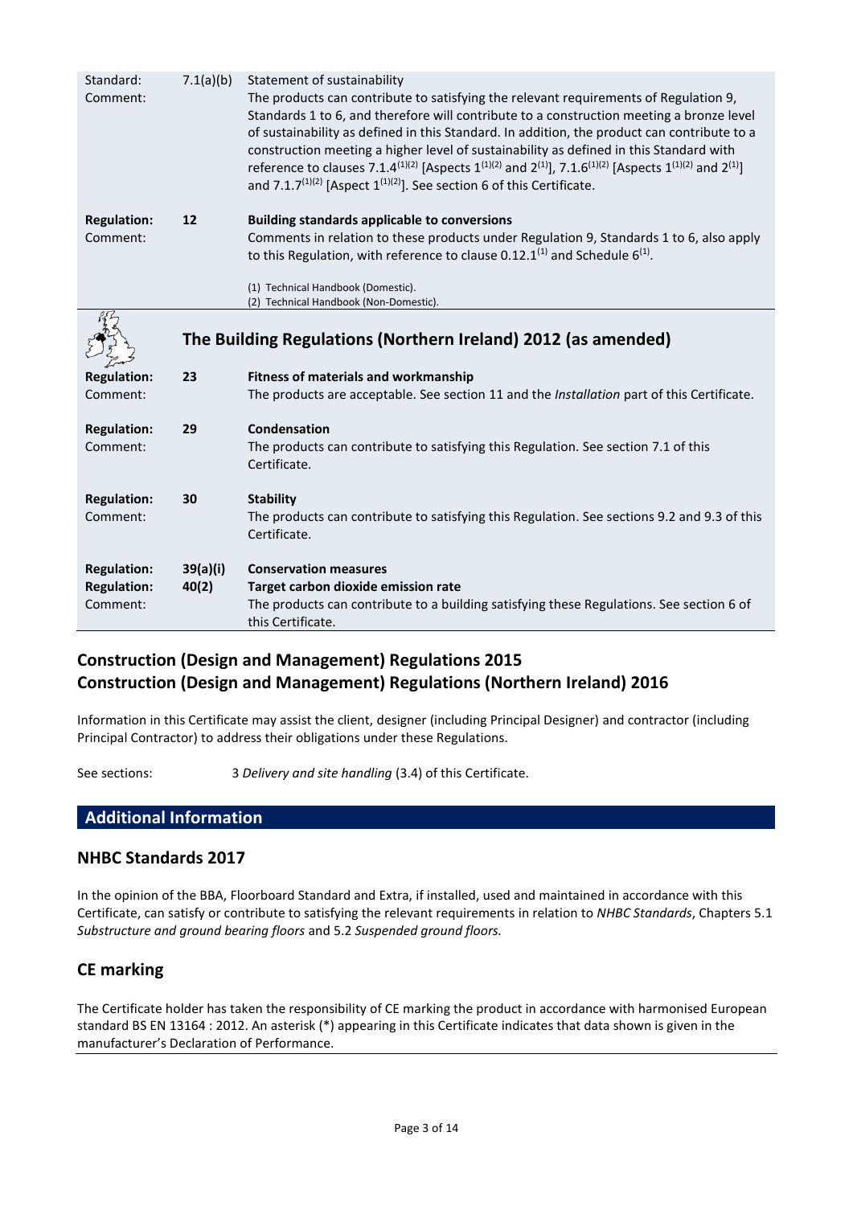| | | |
|---|---|---|
| Standard: | 7.1(a)(b) | Statement of sustainability |
| Comment: | | The products can contribute to satisfying the relevant requirements of Regulation 9, Standards 1 to 6, and therefore will contribute to a construction meeting a bronze level of sustainability as defined in this Standard. In addition, the product can contribute to a construction meeting a higher level of sustainability as defined in this Standard with reference to clauses 7.1.4(1)(2) [Aspects 1(1)(2) and 2(1)], 7.1.6(1)(2) [Aspects 1(1)(2) and 2(1)] and 7.1.7(1)(2) [Aspect 1(1)(2)]. See section 6 of this Certificate. |
| **Regulation:** | **12** | **Building standards applicable to conversions** |
| Comment: | | Comments in relation to these products under Regulation 9, Standards 1 to 6, also apply to this Regulation, with reference to clause 0.12.1(1) and Schedule 6(1). |

(1) Technical Handbook (Domestic).
(2) Technical Handbook (Non-Domestic).

## The Building Regulations (Northern Ireland) 2012 (as amended)

| | | |
|---|---|---|
| **Regulation:** | **23** | **Fitness of materials and workmanship** |
| Comment: | | The products are acceptable. See section 11 and the *Installation* part of this Certificate. |
| **Regulation:** | **29** | **Condensation** |
| Comment: | | The products can contribute to satisfying this Regulation. See section 7.1 of this Certificate. |
| **Regulation:** | **30** | **Stability** |
| Comment: | | The products can contribute to satisfying this Regulation. See sections 9.2 and 9.3 of this Certificate. |
| **Regulation:** | **39(a)(i)** | **Conservation measures** |
| **Regulation:** | **40(2)** | **Target carbon dioxide emission rate** |
| Comment: | | The products can contribute to a building satisfying these Regulations. See section 6 of this Certificate. |

## Construction (Design and Management) Regulations 2015
## Construction (Design and Management) Regulations (Northern Ireland) 2016

Information in this Certificate may assist the client, designer (including Principal Designer) and contractor (including Principal Contractor) to address their obligations under these Regulations.

See sections: 3 *Delivery and site handling* (3.4) of this Certificate.

## Additional Information

### NHBC Standards 2017

In the opinion of the BBA, Floorboard Standard and Extra, if installed, used and maintained in accordance with this Certificate, can satisfy or contribute to satisfying the relevant requirements in relation to *NHBC Standards*, Chapters 5.1 *Substructure and ground bearing floors* and 5.2 *Suspended ground floors.*

### CE marking

The Certificate holder has taken the responsibility of CE marking the product in accordance with harmonised European standard BS EN 13164 : 2012. An asterisk (*) appearing in this Certificate indicates that data shown is given in the manufacturer's Declaration of Performance.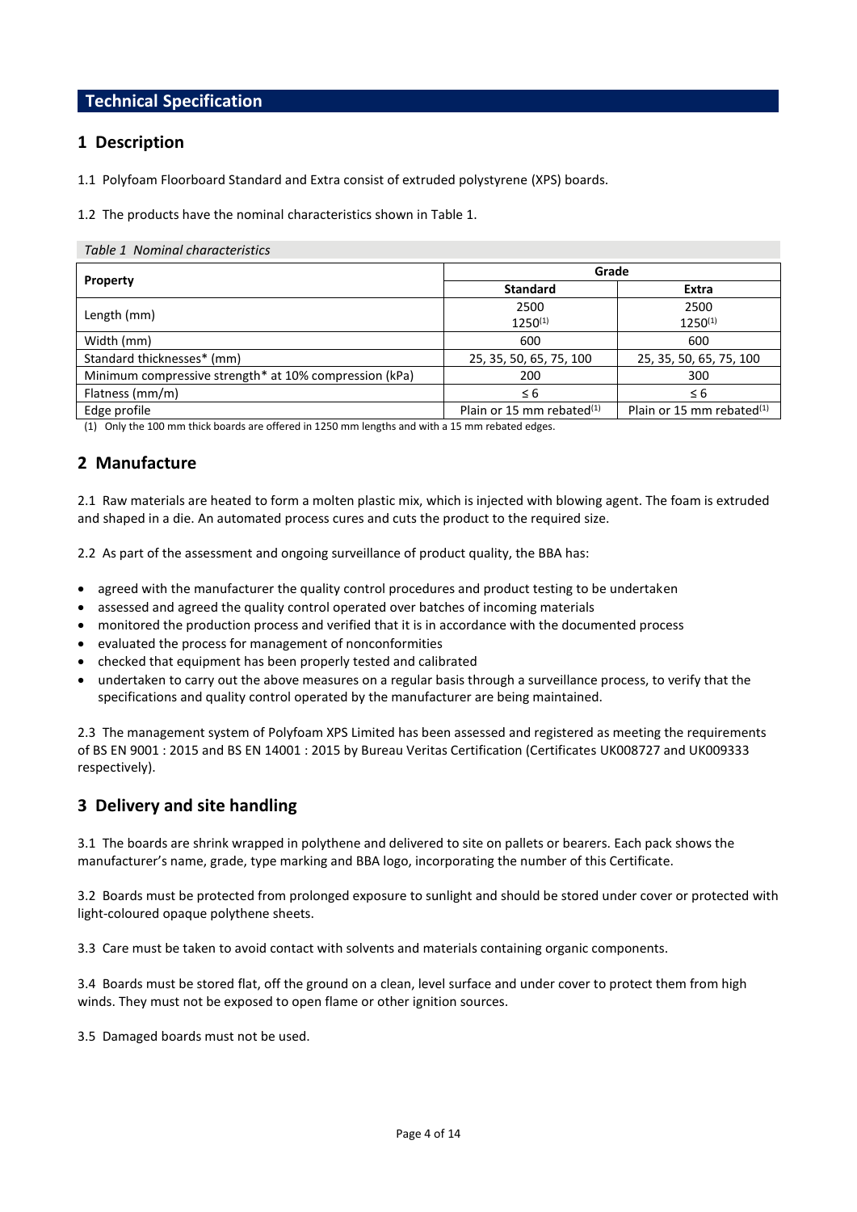## Technical Specification

## 1 Description

1.1 Polyfoam Floorboard Standard and Extra consist of extruded polystyrene (XPS) boards.

1.2 The products have the nominal characteristics shown in Table 1.

*Table 1 Nominal characteristics*

| Property | Grade | |
|---|---|---|
| | **Standard** | **Extra** |
| Length (mm) | 2500<br>1250[(1)] | 2500<br>1250[(1)] |
| Width (mm) | 600 | 600 |
| Standard thicknesses* (mm) | 25, 35, 50, 65, 75, 100 | 25, 35, 50, 65, 75, 100 |
| Minimum compressive strength* at 10% compression (kPa) | 200 | 300 |
| Flatness (mm/m) | ≤ 6 | ≤ 6 |
| Edge profile | Plain or 15 mm rebated[(1)] | Plain or 15 mm rebated[(1)] |

(1) Only the 100 mm thick boards are offered in 1250 mm lengths and with a 15 mm rebated edges.

## 2 Manufacture

2.1 Raw materials are heated to form a molten plastic mix, which is injected with blowing agent. The foam is extruded and shaped in a die. An automated process cures and cuts the product to the required size.

2.2 As part of the assessment and ongoing surveillance of product quality, the BBA has:

- agreed with the manufacturer the quality control procedures and product testing to be undertaken
- assessed and agreed the quality control operated over batches of incoming materials
- monitored the production process and verified that it is in accordance with the documented process
- evaluated the process for management of nonconformities
- checked that equipment has been properly tested and calibrated
- undertaken to carry out the above measures on a regular basis through a surveillance process, to verify that the specifications and quality control operated by the manufacturer are being maintained.

2.3 The management system of Polyfoam XPS Limited has been assessed and registered as meeting the requirements of BS EN 9001 : 2015 and BS EN 14001 : 2015 by Bureau Veritas Certification (Certificates UK008727 and UK009333 respectively).

## 3 Delivery and site handling

3.1 The boards are shrink wrapped in polythene and delivered to site on pallets or bearers. Each pack shows the manufacturer's name, grade, type marking and BBA logo, incorporating the number of this Certificate.

3.2 Boards must be protected from prolonged exposure to sunlight and should be stored under cover or protected with light-coloured opaque polythene sheets.

3.3 Care must be taken to avoid contact with solvents and materials containing organic components.

3.4 Boards must be stored flat, off the ground on a clean, level surface and under cover to protect them from high winds. They must not be exposed to open flame or other ignition sources.

3.5 Damaged boards must not be used.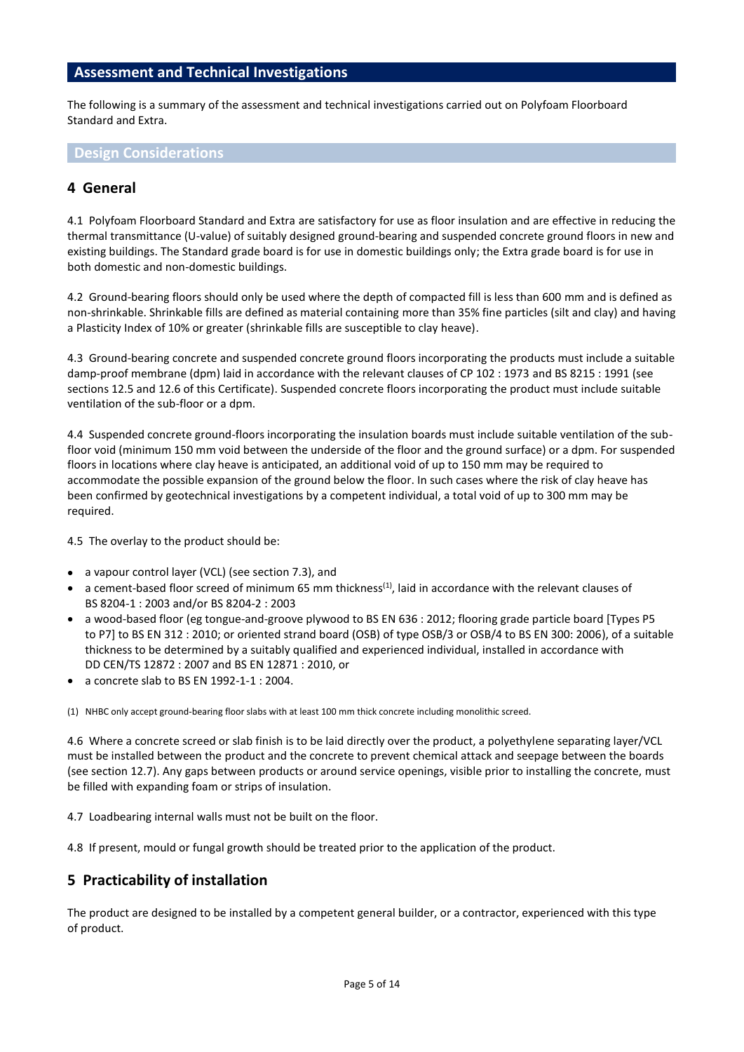## Assessment and Technical Investigations

The following is a summary of the assessment and technical investigations carried out on Polyfoam Floorboard Standard and Extra.

### Design Considerations

## 4 General

4.1 Polyfoam Floorboard Standard and Extra are satisfactory for use as floor insulation and are effective in reducing the thermal transmittance (U-value) of suitably designed ground-bearing and suspended concrete ground floors in new and existing buildings. The Standard grade board is for use in domestic buildings only; the Extra grade board is for use in both domestic and non-domestic buildings.

4.2 Ground-bearing floors should only be used where the depth of compacted fill is less than 600 mm and is defined as non-shrinkable. Shrinkable fills are defined as material containing more than 35% fine particles (silt and clay) and having a Plasticity Index of 10% or greater (shrinkable fills are susceptible to clay heave).

4.3 Ground-bearing concrete and suspended concrete ground floors incorporating the products must include a suitable damp-proof membrane (dpm) laid in accordance with the relevant clauses of CP 102 : 1973 and BS 8215 : 1991 (see sections 12.5 and 12.6 of this Certificate). Suspended concrete floors incorporating the product must include suitable ventilation of the sub-floor or a dpm.

4.4 Suspended concrete ground-floors incorporating the insulation boards must include suitable ventilation of the sub-floor void (minimum 150 mm void between the underside of the floor and the ground surface) or a dpm. For suspended floors in locations where clay heave is anticipated, an additional void of up to 150 mm may be required to accommodate the possible expansion of the ground below the floor. In such cases where the risk of clay heave has been confirmed by geotechnical investigations by a competent individual, a total void of up to 300 mm may be required.

4.5 The overlay to the product should be:

- a vapour control layer (VCL) (see section 7.3), and
- a cement-based floor screed of minimum 65 mm thickness[1], laid in accordance with the relevant clauses of BS 8204-1 : 2003 and/or BS 8204-2 : 2003
- a wood-based floor (eg tongue-and-groove plywood to BS EN 636 : 2012; flooring grade particle board [Types P5 to P7] to BS EN 312 : 2010; or oriented strand board (OSB) of type OSB/3 or OSB/4 to BS EN 300: 2006), of a suitable thickness to be determined by a suitably qualified and experienced individual, installed in accordance with DD CEN/TS 12872 : 2007 and BS EN 12871 : 2010, or
- a concrete slab to BS EN 1992-1-1 : 2004.

(1) NHBC only accept ground-bearing floor slabs with at least 100 mm thick concrete including monolithic screed.

4.6 Where a concrete screed or slab finish is to be laid directly over the product, a polyethylene separating layer/VCL must be installed between the product and the concrete to prevent chemical attack and seepage between the boards (see section 12.7). Any gaps between products or around service openings, visible prior to installing the concrete, must be filled with expanding foam or strips of insulation.

4.7 Loadbearing internal walls must not be built on the floor.

4.8 If present, mould or fungal growth should be treated prior to the application of the product.

## 5 Practicability of installation

The product are designed to be installed by a competent general builder, or a contractor, experienced with this type of product.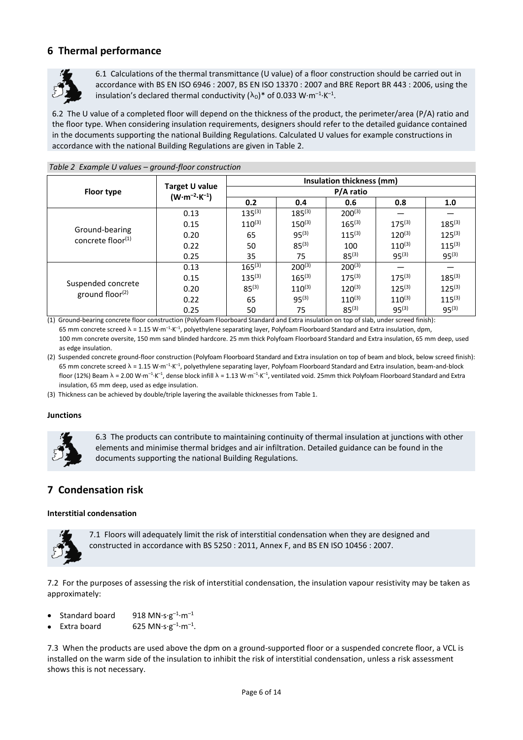## 6 Thermal performance

6.1 Calculations of the thermal transmittance (U value) of a floor construction should be carried out in accordance with BS EN ISO 6946 : 2007, BS EN ISO 13370 : 2007 and BRE Report BR 443 : 2006, using the insulation's declared thermal conductivity ($\lambda_D$)* of 0.033 $W \cdot m^{-1} \cdot K^{-1}$.

6.2 The U value of a completed floor will depend on the thickness of the product, the perimeter/area (P/A) ratio and the floor type. When considering insulation requirements, designers should refer to the detailed guidance contained in the documents supporting the national Building Regulations. Calculated U values for example constructions in accordance with the national Building Regulations are given in Table 2.

*Table 2 Example U values – ground-floor construction*

| Floor type | Target U value ($W \cdot m^{-2} \cdot K^{-1}$) | Insulation thickness (mm) | | | | |
|---|---|---|---|---|---|---|
| | | P/A ratio | | | | |
| | | 0.2 | 0.4 | 0.6 | 0.8 | 1.0 |
| Ground-bearing concrete floor(1) | 0.13 | 135(3) | 185(3) | 200(3) | — | — |
| | 0.15 | 110(3) | 150(3) | 165(3) | 175(3) | 185(3) |
| | 0.20 | 65 | 95(3) | 115(3) | 120(3) | 125(3) |
| | 0.22 | 50 | 85(3) | 100 | 110(3) | 115(3) |
| | 0.25 | 35 | 75 | 85(3) | 95(3) | 95(3) |
| Suspended concrete ground floor(2) | 0.13 | 165(3) | 200(3) | 200(3) | — | — |
| | 0.15 | 135(3) | 165(3) | 175(3) | 175(3) | 185(3) |
| | 0.20 | 85(3) | 110(3) | 120(3) | 125(3) | 125(3) |
| | 0.22 | 65 | 95(3) | 110(3) | 110(3) | 115(3) |
| | 0.25 | 50 | 75 | 85(3) | 95(3) | 95(3) |

(1) Ground-bearing concrete floor construction (Polyfoam Floorboard Standard and Extra insulation on top of slab, under screed finish): 65 mm concrete screed $\lambda$ = 1.15 $W \cdot m^{-1} \cdot K^{-1}$, polyethylene separating layer, Polyfoam Floorboard Standard and Extra insulation, dpm, 100 mm concrete oversite, 150 mm sand blinded hardcore. 25 mm thick Polyfoam Floorboard Standard and Extra insulation, 65 mm deep, used as edge insulation.

(2) Suspended concrete ground-floor construction (Polyfoam Floorboard Standard and Extra insulation on top of beam and block, below screed finish): 65 mm concrete screed $\lambda$ = 1.15 $W \cdot m^{-1} \cdot K^{-1}$, polyethylene separating layer, Polyfoam Floorboard Standard and Extra insulation, beam-and-block floor (12%) Beam $\lambda$ = 2.00 $W \cdot m^{-1} \cdot K^{-1}$, dense block infill $\lambda$ = 1.13 $W \cdot m^{-1} \cdot K^{-1}$, ventilated void. 25mm thick Polyfoam Floorboard Standard and Extra insulation, 65 mm deep, used as edge insulation.

(3) Thickness can be achieved by double/triple layering the available thicknesses from Table 1.

### Junctions

6.3 The products can contribute to maintaining continuity of thermal insulation at junctions with other elements and minimise thermal bridges and air infiltration. Detailed guidance can be found in the documents supporting the national Building Regulations.

## 7 Condensation risk

### Interstitial condensation

7.1 Floors will adequately limit the risk of interstitial condensation when they are designed and constructed in accordance with BS 5250 : 2011, Annex F, and BS EN ISO 10456 : 2007.

7.2 For the purposes of assessing the risk of interstitial condensation, the insulation vapour resistivity may be taken as approximately:

- Standard board 918 $MN \cdot s \cdot g^{-1} \cdot m^{-1}$
- Extra board 625 $MN \cdot s \cdot g^{-1} \cdot m^{-1}$.

7.3 When the products are used above the dpm on a ground-supported floor or a suspended concrete floor, a VCL is installed on the warm side of the insulation to inhibit the risk of interstitial condensation, unless a risk assessment shows this is not necessary.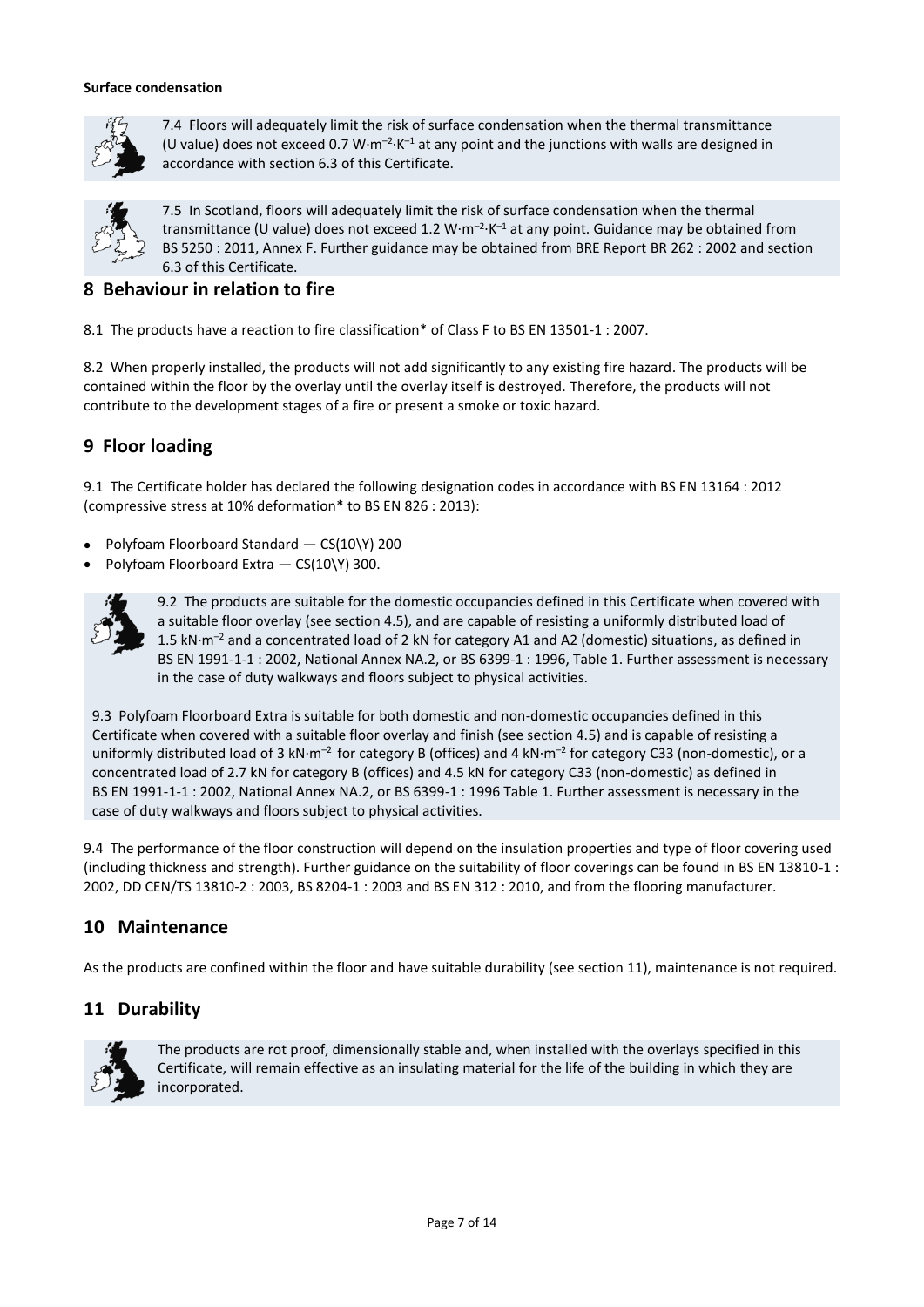**Surface condensation**

7.4 Floors will adequately limit the risk of surface condensation when the thermal transmittance (U value) does not exceed 0.7 $W \cdot m^{-2} \cdot K^{-1}$ at any point and the junctions with walls are designed in accordance with section 6.3 of this Certificate.

7.5 In Scotland, floors will adequately limit the risk of surface condensation when the thermal transmittance (U value) does not exceed 1.2 $W \cdot m^{-2} \cdot K^{-1}$ at any point. Guidance may be obtained from BS 5250 : 2011, Annex F. Further guidance may be obtained from BRE Report BR 262 : 2002 and section 6.3 of this Certificate.

## 8 Behaviour in relation to fire

8.1 The products have a reaction to fire classification* of Class F to BS EN 13501-1 : 2007.

8.2 When properly installed, the products will not add significantly to any existing fire hazard. The products will be contained within the floor by the overlay until the overlay itself is destroyed. Therefore, the products will not contribute to the development stages of a fire or present a smoke or toxic hazard.

## 9 Floor loading

9.1 The Certificate holder has declared the following designation codes in accordance with BS EN 13164 : 2012 (compressive stress at 10% deformation* to BS EN 826 : 2013):

- Polyfoam Floorboard Standard — CS(10\Y) 200
- Polyfoam Floorboard Extra — CS(10\Y) 300.

9.2 The products are suitable for the domestic occupancies defined in this Certificate when covered with a suitable floor overlay (see section 4.5), and are capable of resisting a uniformly distributed load of 1.5 $kN \cdot m^{-2}$ and a concentrated load of 2 kN for category A1 and A2 (domestic) situations, as defined in BS EN 1991-1-1 : 2002, National Annex NA.2, or BS 6399-1 : 1996, Table 1. Further assessment is necessary in the case of duty walkways and floors subject to physical activities.

9.3 Polyfoam Floorboard Extra is suitable for both domestic and non-domestic occupancies defined in this Certificate when covered with a suitable floor overlay and finish (see section 4.5) and is capable of resisting a uniformly distributed load of 3 $kN \cdot m^{-2}$ for category B (offices) and 4 $kN \cdot m^{-2}$ for category C33 (non-domestic), or a concentrated load of 2.7 kN for category B (offices) and 4.5 kN for category C33 (non-domestic) as defined in BS EN 1991-1-1 : 2002, National Annex NA.2, or BS 6399-1 : 1996 Table 1. Further assessment is necessary in the case of duty walkways and floors subject to physical activities.

9.4 The performance of the floor construction will depend on the insulation properties and type of floor covering used (including thickness and strength). Further guidance on the suitability of floor coverings can be found in BS EN 13810-1 : 2002, DD CEN/TS 13810-2 : 2003, BS 8204-1 : 2003 and BS EN 312 : 2010, and from the flooring manufacturer.

## 10 Maintenance

As the products are confined within the floor and have suitable durability (see section 11), maintenance is not required.

## 11 Durability

The products are rot proof, dimensionally stable and, when installed with the overlays specified in this Certificate, will remain effective as an insulating material for the life of the building in which they are incorporated.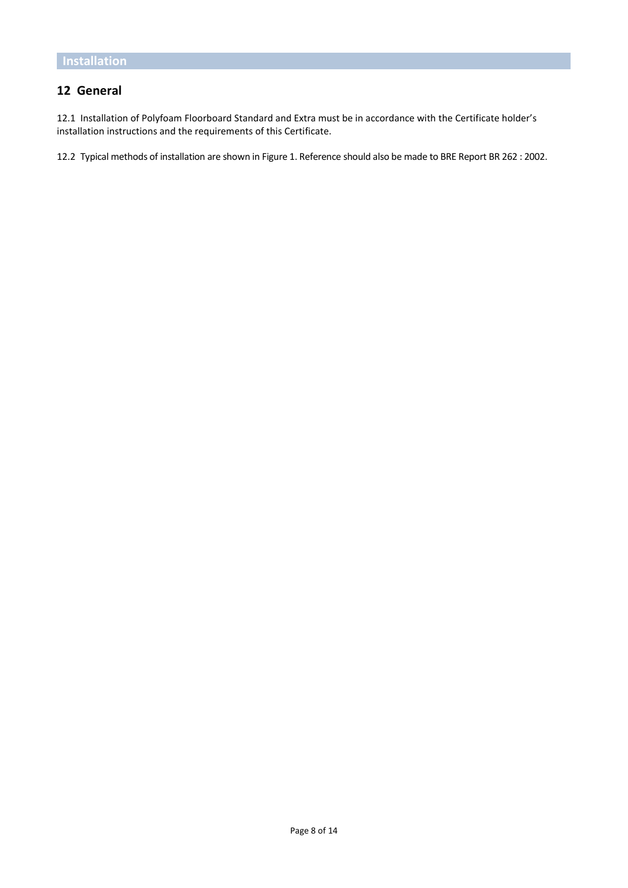# Installation

## 12 General

12.1 Installation of Polyfoam Floorboard Standard and Extra must be in accordance with the Certificate holder's installation instructions and the requirements of this Certificate.

12.2 Typical methods of installation are shown in Figure 1. Reference should also be made to BRE Report BR 262 : 2002.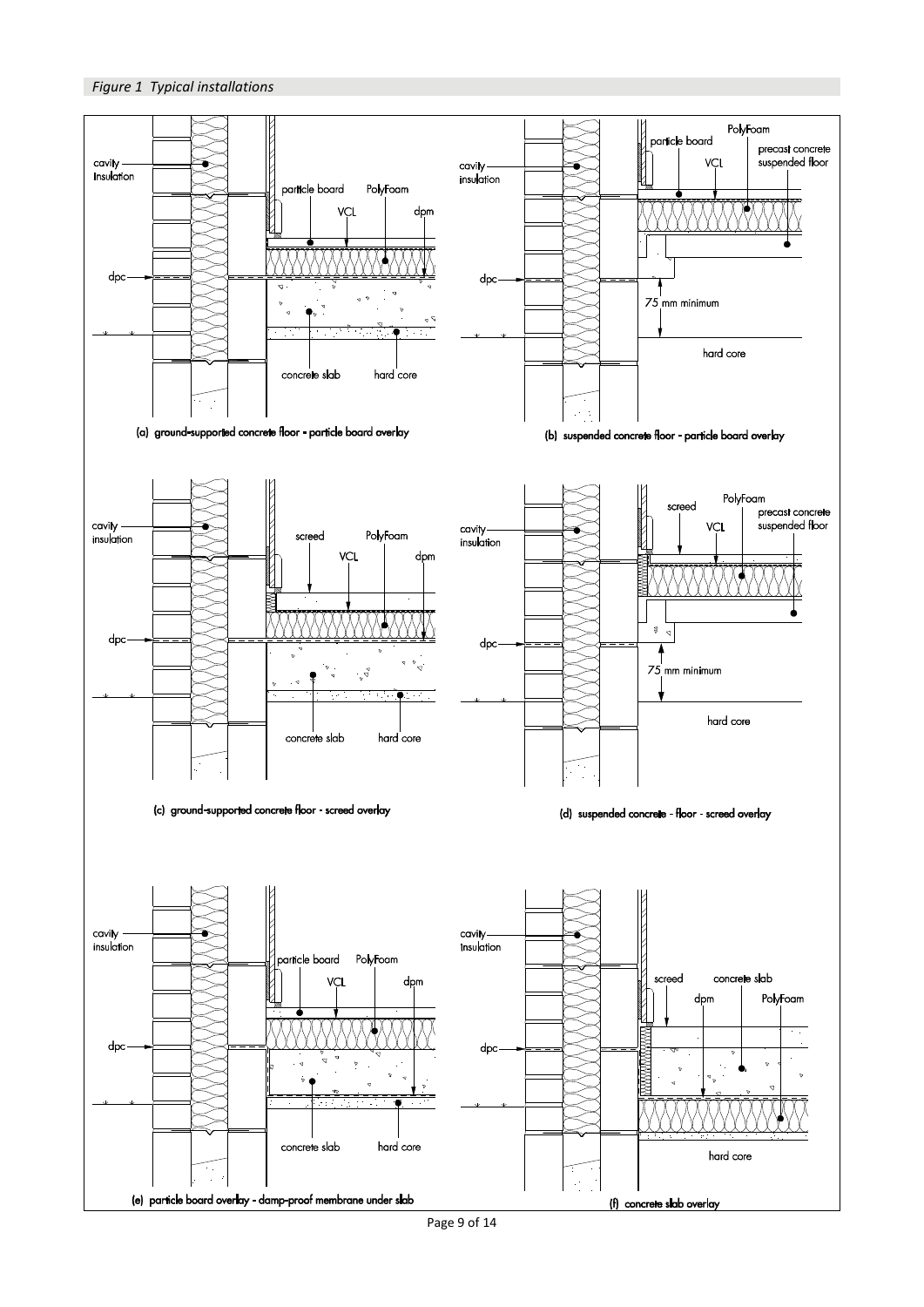*Figure 1 Typical installations*

(a) ground-supported concrete floor - particle board overlay

(b) suspended concrete floor - particle board overlay

(c) ground-supported concrete floor - screed overlay

(d) suspended concrete - floor - screed overlay

(e) particle board overlay - damp-proof membrane under slab

(f) concrete slab overlay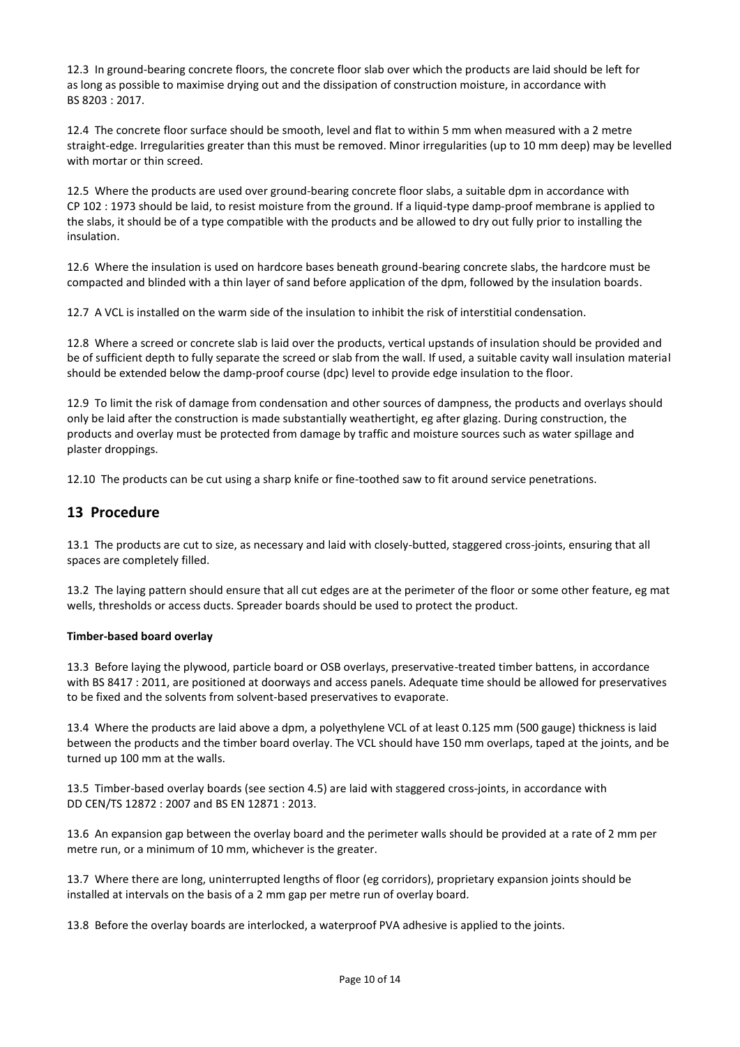12.3 In ground-bearing concrete floors, the concrete floor slab over which the products are laid should be left for as long as possible to maximise drying out and the dissipation of construction moisture, in accordance with BS 8203 : 2017.

12.4 The concrete floor surface should be smooth, level and flat to within 5 mm when measured with a 2 metre straight-edge. Irregularities greater than this must be removed. Minor irregularities (up to 10 mm deep) may be levelled with mortar or thin screed.

12.5 Where the products are used over ground-bearing concrete floor slabs, a suitable dpm in accordance with CP 102 : 1973 should be laid, to resist moisture from the ground. If a liquid-type damp-proof membrane is applied to the slabs, it should be of a type compatible with the products and be allowed to dry out fully prior to installing the insulation.

12.6 Where the insulation is used on hardcore bases beneath ground-bearing concrete slabs, the hardcore must be compacted and blinded with a thin layer of sand before application of the dpm, followed by the insulation boards.

12.7 A VCL is installed on the warm side of the insulation to inhibit the risk of interstitial condensation.

12.8 Where a screed or concrete slab is laid over the products, vertical upstands of insulation should be provided and be of sufficient depth to fully separate the screed or slab from the wall. If used, a suitable cavity wall insulation material should be extended below the damp-proof course (dpc) level to provide edge insulation to the floor.

12.9 To limit the risk of damage from condensation and other sources of dampness, the products and overlays should only be laid after the construction is made substantially weathertight, eg after glazing. During construction, the products and overlay must be protected from damage by traffic and moisture sources such as water spillage and plaster droppings.

12.10 The products can be cut using a sharp knife or fine-toothed saw to fit around service penetrations.

## 13 Procedure

13.1 The products are cut to size, as necessary and laid with closely-butted, staggered cross-joints, ensuring that all spaces are completely filled.

13.2 The laying pattern should ensure that all cut edges are at the perimeter of the floor or some other feature, eg mat wells, thresholds or access ducts. Spreader boards should be used to protect the product.

**Timber-based board overlay**

13.3 Before laying the plywood, particle board or OSB overlays, preservative-treated timber battens, in accordance with BS 8417 : 2011, are positioned at doorways and access panels. Adequate time should be allowed for preservatives to be fixed and the solvents from solvent-based preservatives to evaporate.

13.4 Where the products are laid above a dpm, a polyethylene VCL of at least 0.125 mm (500 gauge) thickness is laid between the products and the timber board overlay. The VCL should have 150 mm overlaps, taped at the joints, and be turned up 100 mm at the walls.

13.5 Timber-based overlay boards (see section 4.5) are laid with staggered cross-joints, in accordance with DD CEN/TS 12872 : 2007 and BS EN 12871 : 2013.

13.6 An expansion gap between the overlay board and the perimeter walls should be provided at a rate of 2 mm per metre run, or a minimum of 10 mm, whichever is the greater.

13.7 Where there are long, uninterrupted lengths of floor (eg corridors), proprietary expansion joints should be installed at intervals on the basis of a 2 mm gap per metre run of overlay board.

13.8 Before the overlay boards are interlocked, a waterproof PVA adhesive is applied to the joints.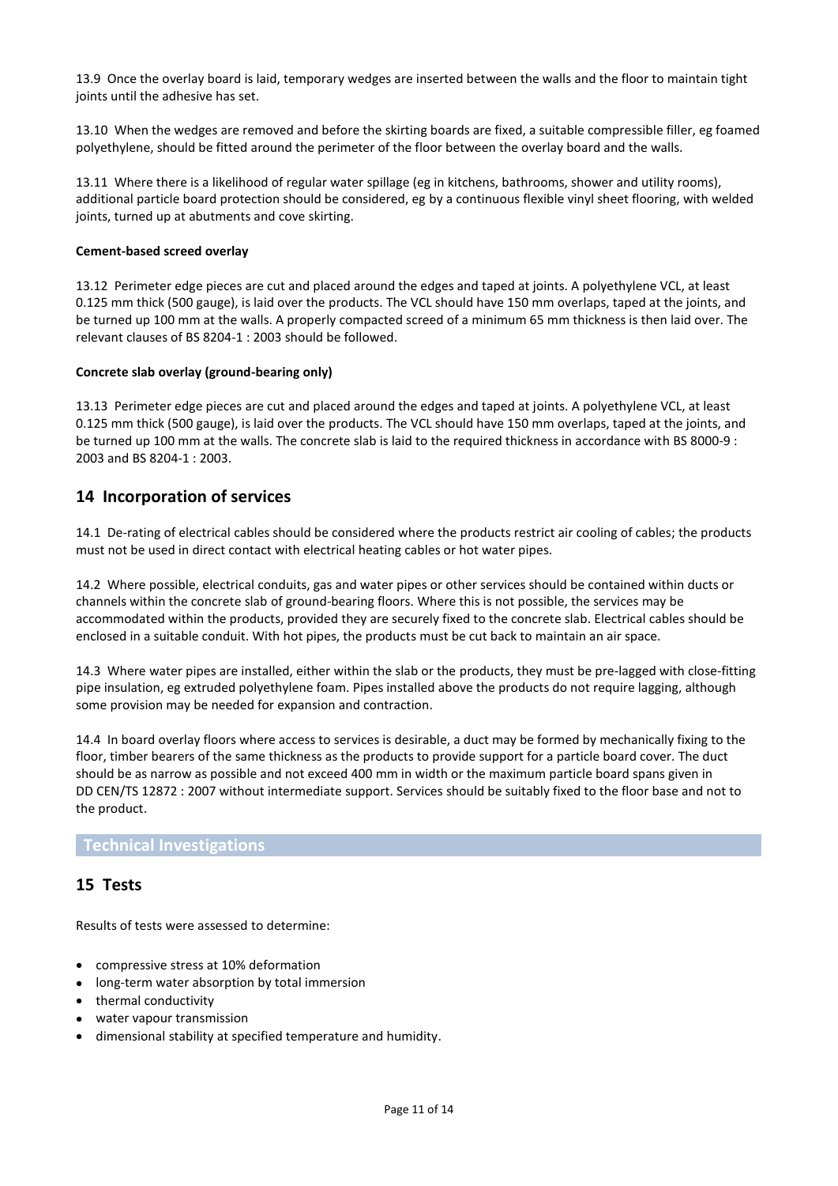13.9 Once the overlay board is laid, temporary wedges are inserted between the walls and the floor to maintain tight joints until the adhesive has set.

13.10 When the wedges are removed and before the skirting boards are fixed, a suitable compressible filler, eg foamed polyethylene, should be fitted around the perimeter of the floor between the overlay board and the walls.

13.11 Where there is a likelihood of regular water spillage (eg in kitchens, bathrooms, shower and utility rooms), additional particle board protection should be considered, eg by a continuous flexible vinyl sheet flooring, with welded joints, turned up at abutments and cove skirting.

**Cement-based screed overlay**

13.12 Perimeter edge pieces are cut and placed around the edges and taped at joints. A polyethylene VCL, at least 0.125 mm thick (500 gauge), is laid over the products. The VCL should have 150 mm overlaps, taped at the joints, and be turned up 100 mm at the walls. A properly compacted screed of a minimum 65 mm thickness is then laid over. The relevant clauses of BS 8204-1 : 2003 should be followed.

**Concrete slab overlay (ground-bearing only)**

13.13 Perimeter edge pieces are cut and placed around the edges and taped at joints. A polyethylene VCL, at least 0.125 mm thick (500 gauge), is laid over the products. The VCL should have 150 mm overlaps, taped at the joints, and be turned up 100 mm at the walls. The concrete slab is laid to the required thickness in accordance with BS 8000-9 : 2003 and BS 8204-1 : 2003.

## 14 Incorporation of services

14.1 De-rating of electrical cables should be considered where the products restrict air cooling of cables; the products must not be used in direct contact with electrical heating cables or hot water pipes.

14.2 Where possible, electrical conduits, gas and water pipes or other services should be contained within ducts or channels within the concrete slab of ground-bearing floors. Where this is not possible, the services may be accommodated within the products, provided they are securely fixed to the concrete slab. Electrical cables should be enclosed in a suitable conduit. With hot pipes, the products must be cut back to maintain an air space.

14.3 Where water pipes are installed, either within the slab or the products, they must be pre-lagged with close-fitting pipe insulation, eg extruded polyethylene foam. Pipes installed above the products do not require lagging, although some provision may be needed for expansion and contraction.

14.4 In board overlay floors where access to services is desirable, a duct may be formed by mechanically fixing to the floor, timber bearers of the same thickness as the products to provide support for a particle board cover. The duct should be as narrow as possible and not exceed 400 mm in width or the maximum particle board spans given in DD CEN/TS 12872 : 2007 without intermediate support. Services should be suitably fixed to the floor base and not to the product.

# Technical Investigations

## 15 Tests

Results of tests were assessed to determine:

- compressive stress at 10% deformation
- long-term water absorption by total immersion
- thermal conductivity
- water vapour transmission
- dimensional stability at specified temperature and humidity.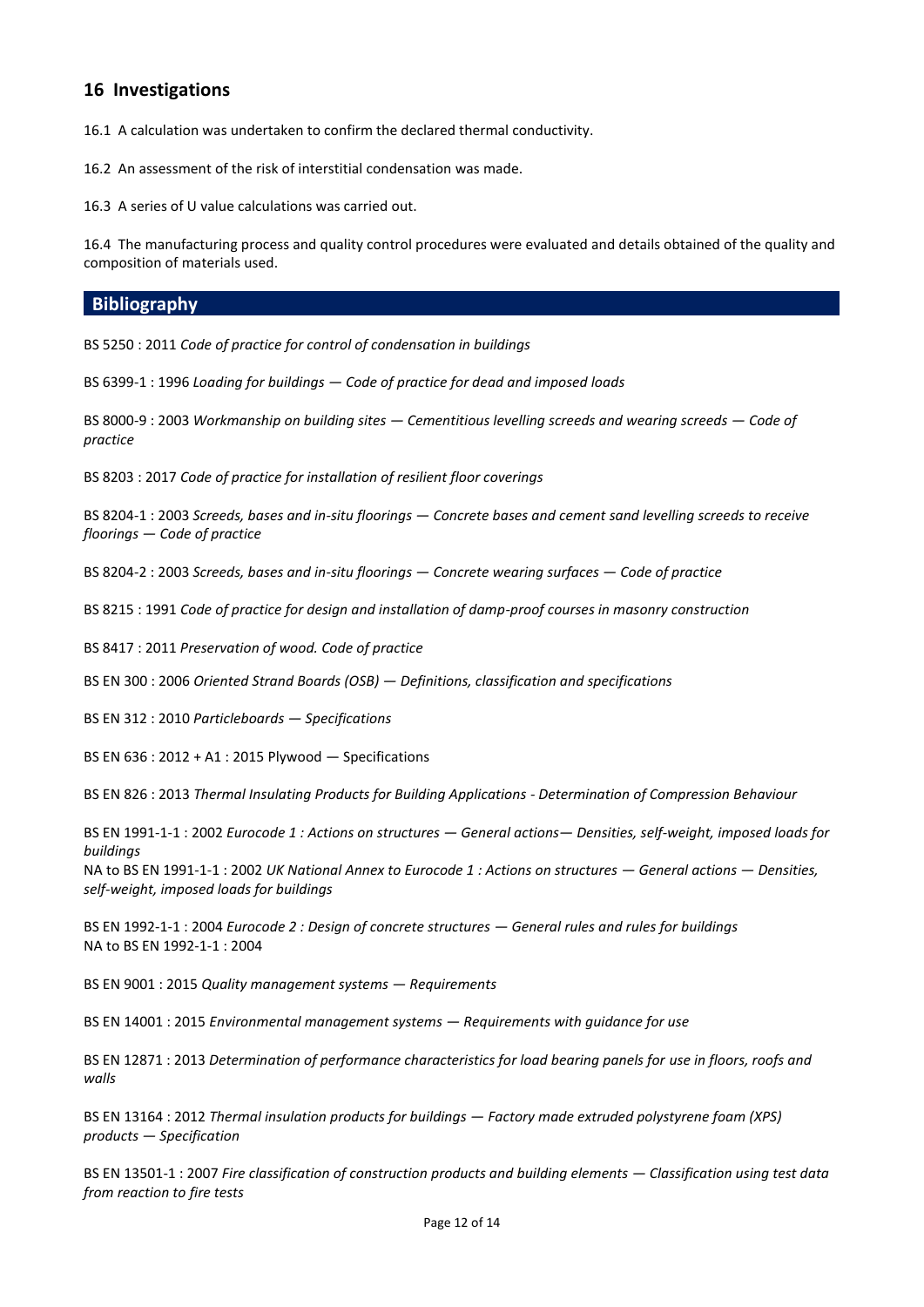## 16 Investigations

16.1 A calculation was undertaken to confirm the declared thermal conductivity.

16.2 An assessment of the risk of interstitial condensation was made.

16.3 A series of U value calculations was carried out.

16.4 The manufacturing process and quality control procedures were evaluated and details obtained of the quality and composition of materials used.

## Bibliography

BS 5250 : 2011 *Code of practice for control of condensation in buildings*

BS 6399-1 : 1996 *Loading for buildings — Code of practice for dead and imposed loads*

BS 8000-9 : 2003 *Workmanship on building sites — Cementitious levelling screeds and wearing screeds — Code of practice*

BS 8203 : 2017 *Code of practice for installation of resilient floor coverings*

BS 8204-1 : 2003 *Screeds, bases and in-situ floorings — Concrete bases and cement sand levelling screeds to receive floorings — Code of practice*

BS 8204-2 : 2003 *Screeds, bases and in-situ floorings — Concrete wearing surfaces — Code of practice*

BS 8215 : 1991 *Code of practice for design and installation of damp-proof courses in masonry construction*

BS 8417 : 2011 *Preservation of wood. Code of practice*

BS EN 300 : 2006 *Oriented Strand Boards (OSB) — Definitions, classification and specifications*

BS EN 312 : 2010 *Particleboards — Specifications*

BS EN 636 : 2012 + A1 : 2015 Plywood — Specifications

BS EN 826 : 2013 *Thermal Insulating Products for Building Applications - Determination of Compression Behaviour*

BS EN 1991-1-1 : 2002 *Eurocode 1 : Actions on structures — General actions— Densities, self-weight, imposed loads for buildings*
NA to BS EN 1991-1-1 : 2002 *UK National Annex to Eurocode 1 : Actions on structures — General actions — Densities, self-weight, imposed loads for buildings*

BS EN 1992-1-1 : 2004 *Eurocode 2 : Design of concrete structures — General rules and rules for buildings*
NA to BS EN 1992-1-1 : 2004

BS EN 9001 : 2015 *Quality management systems — Requirements*

BS EN 14001 : 2015 *Environmental management systems — Requirements with guidance for use*

BS EN 12871 : 2013 *Determination of performance characteristics for load bearing panels for use in floors, roofs and walls*

BS EN 13164 : 2012 *Thermal insulation products for buildings — Factory made extruded polystyrene foam (XPS) products — Specification*

BS EN 13501-1 : 2007 *Fire classification of construction products and building elements — Classification using test data from reaction to fire tests*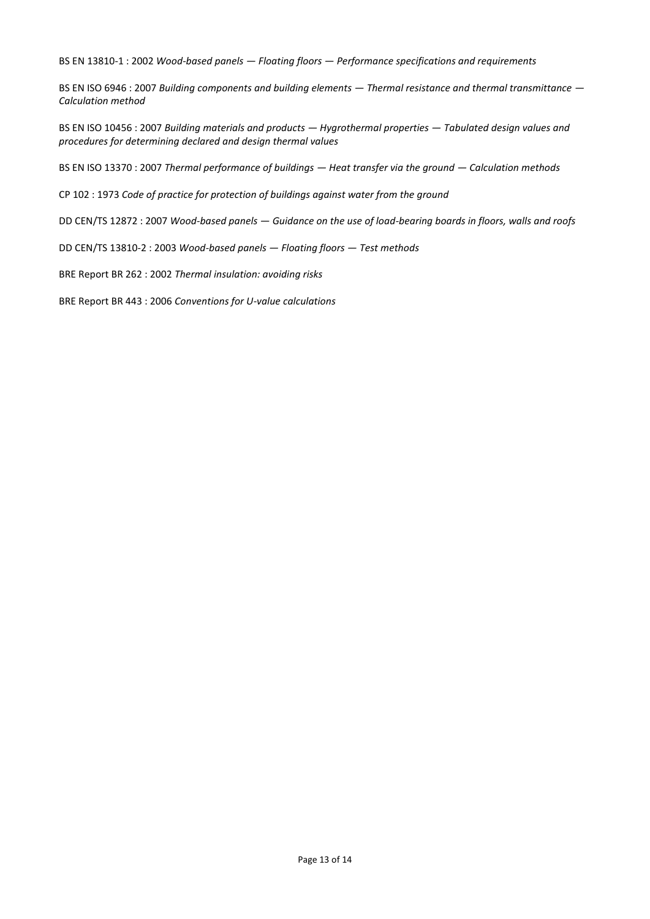BS EN 13810-1 : 2002 *Wood-based panels — Floating floors — Performance specifications and requirements*

BS EN ISO 6946 : 2007 *Building components and building elements — Thermal resistance and thermal transmittance — Calculation method*

BS EN ISO 10456 : 2007 *Building materials and products — Hygrothermal properties — Tabulated design values and procedures for determining declared and design thermal values*

BS EN ISO 13370 : 2007 *Thermal performance of buildings — Heat transfer via the ground — Calculation methods*

CP 102 : 1973 *Code of practice for protection of buildings against water from the ground*

DD CEN/TS 12872 : 2007 *Wood-based panels — Guidance on the use of load-bearing boards in floors, walls and roofs*

DD CEN/TS 13810-2 : 2003 *Wood-based panels — Floating floors — Test methods*

BRE Report BR 262 : 2002 *Thermal insulation: avoiding risks*

BRE Report BR 443 : 2006 *Conventions for U-value calculations*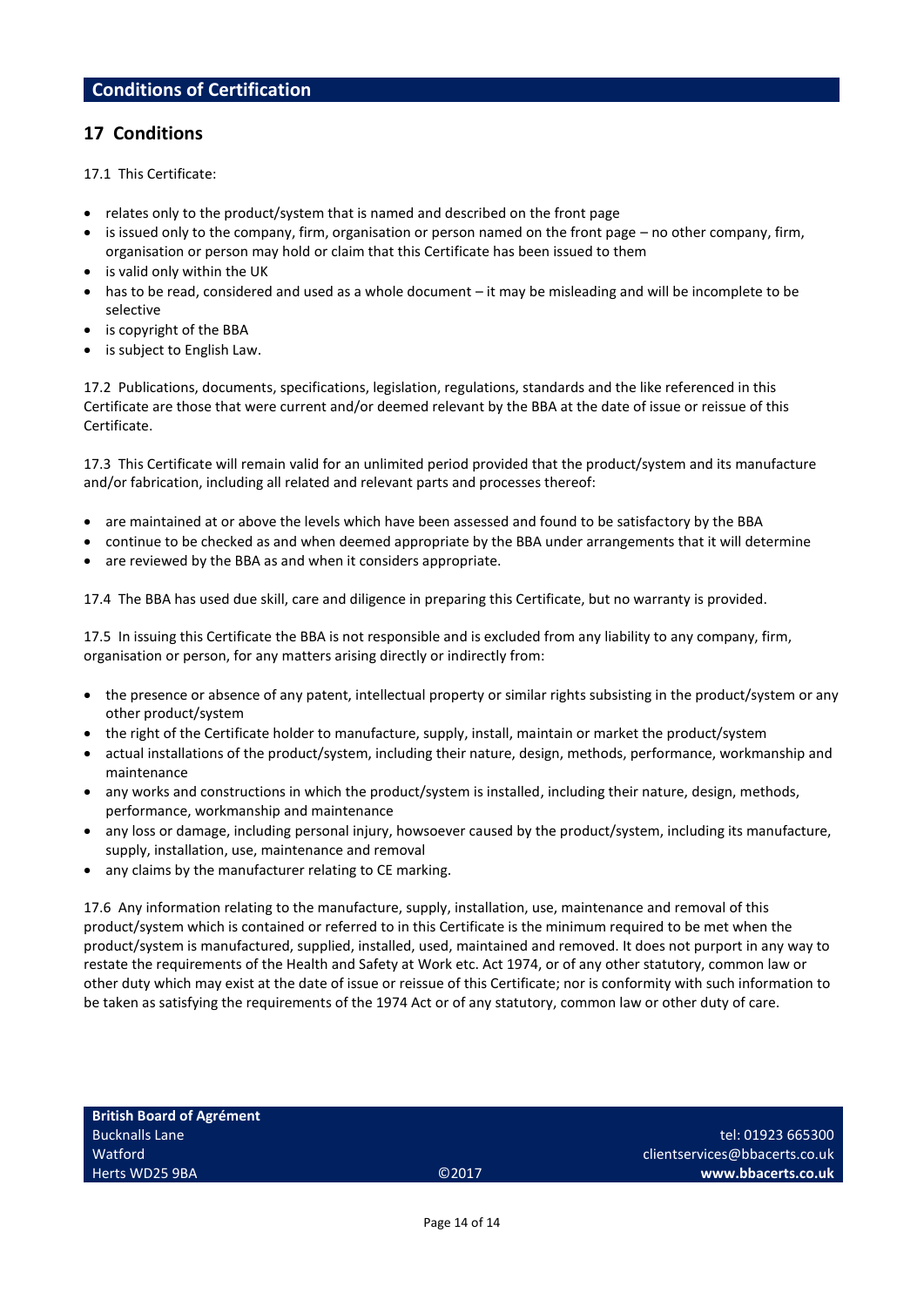## Conditions of Certification

## 17 Conditions

17.1 This Certificate:

- relates only to the product/system that is named and described on the front page
- is issued only to the company, firm, organisation or person named on the front page – no other company, firm, organisation or person may hold or claim that this Certificate has been issued to them
- is valid only within the UK
- has to be read, considered and used as a whole document – it may be misleading and will be incomplete to be selective
- is copyright of the BBA
- is subject to English Law.

17.2 Publications, documents, specifications, legislation, regulations, standards and the like referenced in this Certificate are those that were current and/or deemed relevant by the BBA at the date of issue or reissue of this Certificate.

17.3 This Certificate will remain valid for an unlimited period provided that the product/system and its manufacture and/or fabrication, including all related and relevant parts and processes thereof:

- are maintained at or above the levels which have been assessed and found to be satisfactory by the BBA
- continue to be checked as and when deemed appropriate by the BBA under arrangements that it will determine
- are reviewed by the BBA as and when it considers appropriate.

17.4 The BBA has used due skill, care and diligence in preparing this Certificate, but no warranty is provided.

17.5 In issuing this Certificate the BBA is not responsible and is excluded from any liability to any company, firm, organisation or person, for any matters arising directly or indirectly from:

- the presence or absence of any patent, intellectual property or similar rights subsisting in the product/system or any other product/system
- the right of the Certificate holder to manufacture, supply, install, maintain or market the product/system
- actual installations of the product/system, including their nature, design, methods, performance, workmanship and maintenance
- any works and constructions in which the product/system is installed, including their nature, design, methods, performance, workmanship and maintenance
- any loss or damage, including personal injury, howsoever caused by the product/system, including its manufacture, supply, installation, use, maintenance and removal
- any claims by the manufacturer relating to CE marking.

17.6 Any information relating to the manufacture, supply, installation, use, maintenance and removal of this product/system which is contained or referred to in this Certificate is the minimum required to be met when the product/system is manufactured, supplied, installed, used, maintained and removed. It does not purport in any way to restate the requirements of the Health and Safety at Work etc. Act 1974, or of any other statutory, common law or other duty which may exist at the date of issue or reissue of this Certificate; nor is conformity with such information to be taken as satisfying the requirements of the 1974 Act or of any statutory, common law or other duty of care.

**British Board of Agrément**
Bucknalls Lane
Watford
Herts WD25 9BA

©2017

tel: 01923 665300
clientservices@bbacerts.co.uk
**www.bbacerts.co.uk**